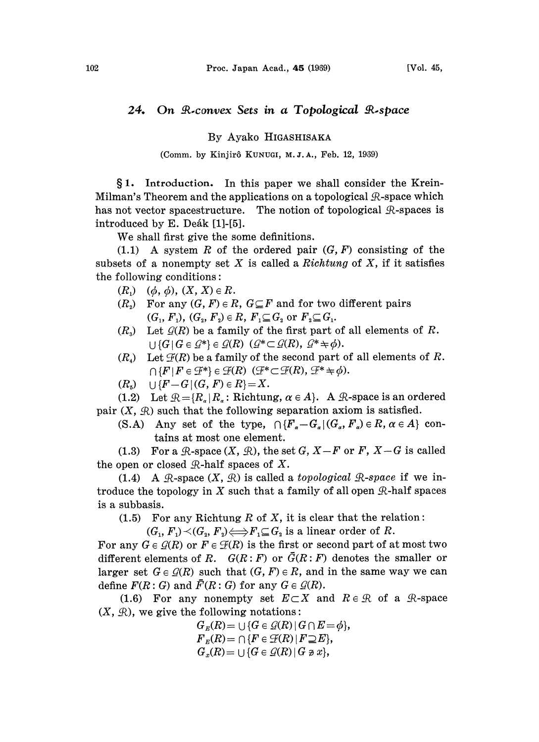# 24. On $\mathfrak{R}$-convex Sets in a Topological $\mathfrak{R}$-space

By Ayako HIGASHISAKA

(Comm. by Kinjirô KUNUGI, M. J. A., Feb. 12, 1969)

**§ 1. Introduction.** In this paper we shall consider the Krein-Milman's Theorem and the applications on a topological $\mathfrak{R}$-space which has not vector spacestructure. The notion of topological $\mathfrak{R}$-spaces is introduced by E. Deák [1]-[5].

We shall first give the some definitions.

(1.1) A system $R$ of the ordered pair $(G, F)$ consisting of the subsets of a nonempty set $X$ is called a *Richtung* of $X$, if it satisfies the following conditions:

$(R_1)$ $(\phi, \phi), (X, X) \in R$.

$(R_2)$ For any $(G, F) \in R$, $G \subseteq F$ and for two different pairs $(G_1, F_1), (G_2, F_2) \in R$, $F_1 \subseteq G_2$ or $F_2 \subseteq G_1$.

$(R_3)$ Let $\mathcal{G}(R)$ be a family of the first part of all elements of $R$. $\cup\{G \mid G \in \mathcal{G}^*\} \in \mathcal{G}(R)$ $(\mathcal{G}^* \subset \mathcal{G}(R), \mathcal{G}^* \neq \phi)$.

$(R_4)$ Let $\mathcal{F}(R)$ be a family of the second part of all elements of $R$. $\cap\{F \mid F \in \mathcal{F}^*\} \in \mathcal{F}(R)$ $(\mathcal{F}^* \subset \mathcal{F}(R), \mathcal{F}^* \neq \phi)$.

$(R_5)$ $\cup\{F - G \mid (G, F) \in R\} = X$.

(1.2) Let $\mathfrak{R} = \{R_\alpha \mid R_\alpha$: Richtung, $\alpha \in A\}$. A $\mathfrak{R}$-space is an ordered pair $(X, \mathfrak{R})$ such that the following separation axiom is satisfied.

(S.A) Any set of the type, $\cap\{F_\alpha - G_\alpha \mid (G_\alpha, F_\alpha) \in R, \alpha \in A\}$ contains at most one element.

(1.3) For a $\mathfrak{R}$-space $(X, \mathfrak{R})$, the set $G$, $X - F$ or $F$, $X - G$ is called the open or closed $\mathfrak{R}$-half spaces of $X$.

(1.4) A $\mathfrak{R}$-space $(X, \mathfrak{R})$ is called a *topological $\mathfrak{R}$-space* if we introduce the topology in $X$ such that a family of all open $\mathfrak{R}$-half spaces is a subbasis.

(1.5) For any Richtung $R$ of $X$, it is clear that the relation:

$$(G_1, F_1) \prec (G_2, F_2) \Longleftrightarrow F_1 \subseteq G_2$$ is a linear order of $R$.

For any $G \in \mathcal{G}(R)$ or $F \in \mathcal{F}(R)$ is the first or second part of at most two different elements of $R$. $G(R: F)$ or $\bar{G}(R: F)$ denotes the smaller or larger set $G \in \mathcal{G}(R)$ such that $(G, F) \in R$, and in the same way we can define $F(R: G)$ and $\bar{F}(R: G)$ for any $G \in \mathcal{G}(R)$.

(1.6) For any nonempty set $E \subset X$ and $R \in \mathfrak{R}$ of a $\mathfrak{R}$-space $(X, \mathfrak{R})$, we give the following notations:

$$G_E(R) = \cup\{G \in \mathcal{G}(R) \mid G \cap E = \phi\},$$

$$F_E(R) = \cap\{F \in \mathcal{F}(R) \mid F \supseteq E\},$$

$$G_x(R) = \cup\{G \in \mathcal{G}(R) \mid G \not\ni x\},$$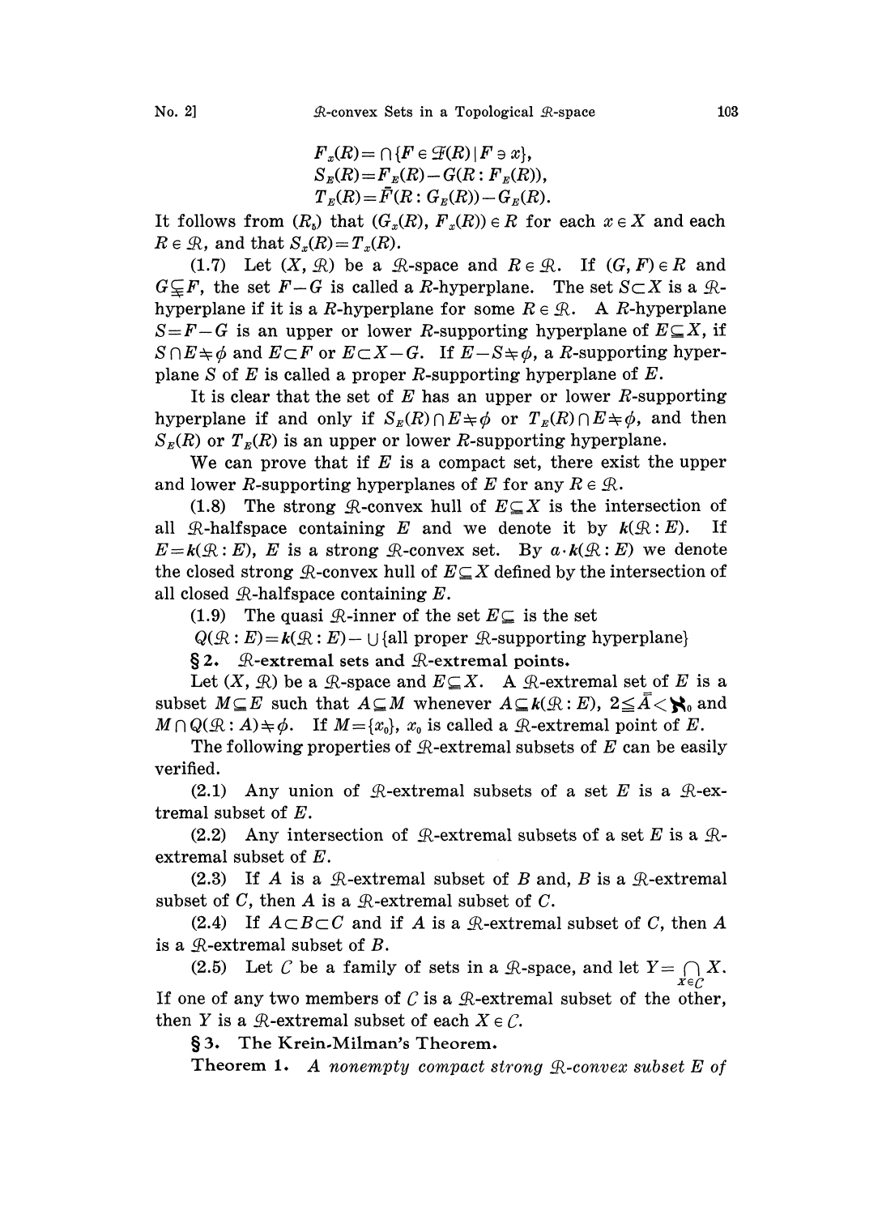$$F_x(R)=\cap\{F\in\mathfrak{F}(R)\,|\,F\ni x\},$$
$$S_E(R)=F_E(R)-G(R:F_E(R)),$$
$$T_E(R)=\bar{F}(R:G_E(R))-G_E(R).$$

It follows from $(R_5)$ that $(G_x(R), F_x(R))\in R$ for each $x\in X$ and each $R\in\mathfrak{R}$, and that $S_x(R)=T_x(R)$.

(1.7) Let $(X,\mathfrak{R})$ be a $\mathfrak{R}$-space and $R\in\mathfrak{R}$. If $(G,F)\in R$ and $G\subsetneqq F$, the set $F-G$ is called a $R$-hyperplane. The set $S\subset X$ is a $\mathfrak{R}$-hyperplane if it is a $R$-hyperplane for some $R\in\mathfrak{R}$. A $R$-hyperplane $S=F-G$ is an upper or lower $R$-supporting hyperplane of $E\subseteq X$, if $S\cap E\neq\phi$ and $E\subset F$ or $E\subset X-G$. If $E-S\neq\phi$, a $R$-supporting hyperplane $S$ of $E$ is called a proper $R$-supporting hyperplane of $E$.

It is clear that the set of $E$ has an upper or lower $R$-supporting hyperplane if and only if $S_E(R)\cap E\neq\phi$ or $T_E(R)\cap E\neq\phi$, and then $S_E(R)$ or $T_E(R)$ is an upper or lower $R$-supporting hyperplane.

We can prove that if $E$ is a compact set, there exist the upper and lower $R$-supporting hyperplanes of $E$ for any $R\in\mathfrak{R}$.

(1.8) The strong $\mathfrak{R}$-convex hull of $E\subseteq X$ is the intersection of all $\mathfrak{R}$-halfspace containing $E$ and we denote it by $\boldsymbol{k}(\mathfrak{R}:E)$. If $E=\boldsymbol{k}(\mathfrak{R}:E)$, $E$ is a strong $\mathfrak{R}$-convex set. By $a\cdot\boldsymbol{k}(\mathfrak{R}:E)$ we denote the closed strong $\mathfrak{R}$-convex hull of $E\subseteq X$ defined by the intersection of all closed $\mathfrak{R}$-halfspace containing $E$.

(1.9) The quasi $\mathfrak{R}$-inner of the set $E\subseteq$ is the set

$Q(\mathfrak{R}:E)=\boldsymbol{k}(\mathfrak{R}:E)-\cup\{\text{all proper }\mathfrak{R}\text{-supporting hyperplane}\}$

## § 2. $\mathfrak{R}$-extremal sets and $\mathfrak{R}$-extremal points.

Let $(X,\mathfrak{R})$ be a $\mathfrak{R}$-space and $E\subseteq X$. A $\mathfrak{R}$-extremal set of $E$ is a subset $M\subseteq E$ such that $A\subseteq M$ whenever $A\subseteq\boldsymbol{k}(\mathfrak{R}:E)$, $2\leqq\bar{\bar{A}}<\aleph_0$ and $M\cap Q(\mathfrak{R}:A)\neq\phi$. If $M=\{x_0\}$, $x_0$ is called a $\mathfrak{R}$-extremal point of $E$.

The following properties of $\mathfrak{R}$-extremal subsets of $E$ can be easily verified.

(2.1) Any union of $\mathfrak{R}$-extremal subsets of a set $E$ is a $\mathfrak{R}$-extremal subset of $E$.

(2.2) Any intersection of $\mathfrak{R}$-extremal subsets of a set $E$ is a $\mathfrak{R}$-extremal subset of $E$.

(2.3) If $A$ is a $\mathfrak{R}$-extremal subset of $B$ and, $B$ is a $\mathfrak{R}$-extremal subset of $C$, then $A$ is a $\mathfrak{R}$-extremal subset of $C$.

(2.4) If $A\subset B\subset C$ and if $A$ is a $\mathfrak{R}$-extremal subset of $C$, then $A$ is a $\mathfrak{R}$-extremal subset of $B$.

(2.5) Let $\mathcal{C}$ be a family of sets in a $\mathfrak{R}$-space, and let $Y=\bigcap_{X\in\mathcal{C}}X$. If one of any two members of $\mathcal{C}$ is a $\mathfrak{R}$-extremal subset of the other, then $Y$ is a $\mathfrak{R}$-extremal subset of each $X\in\mathcal{C}$.

## § 3. The Krein-Milman's Theorem.

**Theorem 1.** *A nonempty compact strong $\mathfrak{R}$-convex subset $E$ of*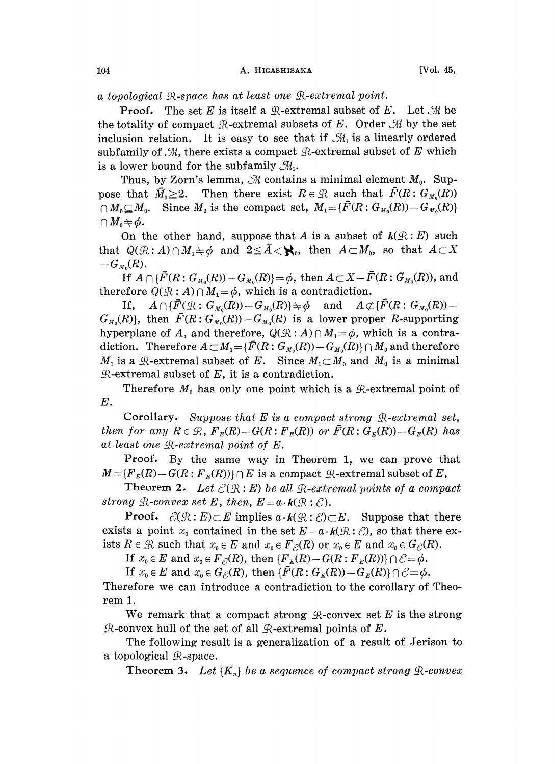*a topological $\mathfrak{R}$-space has at least one $\mathfrak{R}$-extremal point.*

**Proof.** The set $E$ is itself a $\mathfrak{R}$-extremal subset of $E$. Let $\mathcal{M}$ be the totality of compact $\mathfrak{R}$-extremal subsets of $E$. Order $\mathcal{M}$ by the set inclusion relation. It is easy to see that if $\mathcal{M}_1$ is a linearly ordered subfamily of $\mathcal{M}$, there exists a compact $\mathfrak{R}$-extremal subset of $E$ which is a lower bound for the subfamily $\mathcal{M}_1$.

Thus, by Zorn's lemma, $\mathcal{M}$ contains a minimal element $M_0$. Suppose that $\bar{M}_0 \geqq 2$. Then there exist $R \in \mathfrak{R}$ such that $\bar{F}(R : G_{M_0}(R)) \cap M_0 \subsetneq M_0$. Since $M_0$ is the compact set, $M_1 = \{\bar{F}(R : G_{M_0}(R)) - G_{M_0}(R)\} \cap M_0 \neq \phi$.

On the other hand, suppose that $A$ is a subset of $\boldsymbol{k}(\mathfrak{R} : E)$ such that $Q(\mathfrak{R} : A) \cap M_1 \neq \phi$ and $2 \leqq \bar{\bar{A}} < \aleph_0$, then $A \subset M_0$, so that $A \subset X - G_{M_0}(R)$.

If $A \cap \{\bar{F}(R : G_{M_0}(R)) - G_{M_0}(R)\} = \phi$, then $A \subset X - \bar{F}(R : G_{M_0}(R))$, and therefore $Q(\mathfrak{R} : A) \cap M_1 = \phi$, which is a contradiction.

If, $A \cap \{\bar{F}(\mathfrak{R} : G_{M_0}(R)) - G_{M_0}(R)\} \neq \phi$ and $A \not\subset \{\bar{F}(R : G_{M_0}(R)) - G_{M_0}(R)\}$, then $\bar{F}(R : G_{M_0}(R)) - G_{M_0}(R)$ is a lower proper $R$-supporting hyperplane of $A$, and therefore, $Q(\mathfrak{R} : A) \cap M_1 = \phi$, which is a contradiction. Therefore $A \subset M_1 = \{\bar{F}(R : G_{M_0}(R)) - G_{M_0}(R)\} \cap M_0$ and therefore $M_1$ is a $\mathfrak{R}$-extremal subset of $E$. Since $M_1 \subset M_0$ and $M_0$ is a minimal $\mathfrak{R}$-extremal subset of $E$, it is a contradiction.

Therefore $M_0$ has only one point which is a $\mathfrak{R}$-extremal point of $E$.

**Corollary.** *Suppose that $E$ is a compact strong $\mathfrak{R}$-extremal set, then for any $R \in \mathfrak{R}$, $F_E(R) - G(R : F_E(R))$ or $\bar{F}(R : G_E(R)) - G_E(R)$ has at least one $\mathfrak{R}$-extremal point of $E$.*

**Proof.** By the same way in Theorem 1, we can prove that $M = \{F_E(R) - G(R : F_E(R))\} \cap E$ is a compact $\mathfrak{R}$-extremal subset of $E$,

**Theorem 2.** *Let $\mathcal{E}(\mathfrak{R} : E)$ be all $\mathfrak{R}$-extremal points of a compact strong $\mathfrak{R}$-convex set $E$, then, $E = a \cdot \boldsymbol{k}(\mathfrak{R} : \mathcal{E})$.*

**Proof.** $\mathcal{E}(\mathfrak{R} : E) \subset E$ implies $a \cdot \boldsymbol{k}(\mathfrak{R} : \mathcal{E}) \subset E$. Suppose that there exists a point $x_0$ contained in the set $E - a \cdot \boldsymbol{k}(\mathfrak{R} : \mathcal{E})$, so that there exists $R \in \mathfrak{R}$ such that $x_0 \in E$ and $x_0 \notin F_{\mathcal{E}}(R)$ or $x_0 \in E$ and $x_0 \in G_{\mathcal{E}}(R)$.

If $x_0 \in E$ and $x_0 \in F_{\mathcal{E}}(R)$, then $\{F_E(R) - G(R : F_E(R))\} \cap \mathcal{E} = \phi$.

If $x_0 \in E$ and $x_0 \in G_{\mathcal{E}}(R)$, then $\{\bar{F}(R : G_E(R)) - G_E(R)\} \cap \mathcal{E} = \phi$.

Therefore we can introduce a contradiction to the corollary of Theorem 1.

We remark that a compact strong $\mathfrak{R}$-convex set $E$ is the strong $\mathfrak{R}$-convex hull of the set of all $\mathfrak{R}$-extremal points of $E$.

The following result is a generalization of a result of Jerison to a topological $\mathfrak{R}$-space.

**Theorem 3.** *Let $\{K_n\}$ be a sequence of compact strong $\mathfrak{R}$-convex*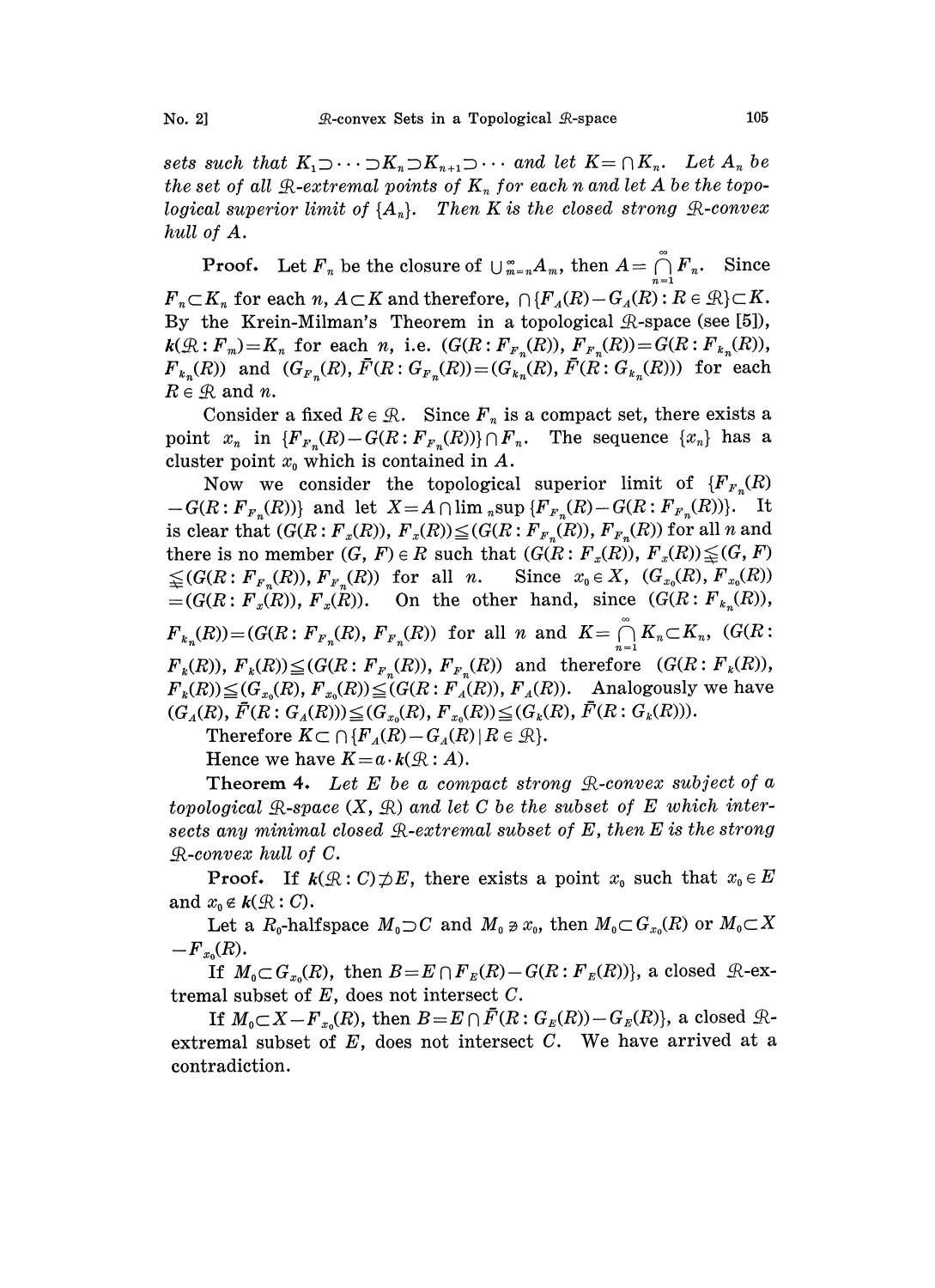*sets such that* $K_1 \supset \cdots \supset K_n \supset K_{n+1} \supset \cdots$ *and let* $K = \cap K_n$. *Let* $A_n$ *be the set of all* $\mathfrak{R}$*-extremal points of* $K_n$ *for each* $n$ *and let* $A$ *be the topological superior limit of* $\{A_n\}$. *Then* $K$ *is the closed strong* $\mathfrak{R}$*-convex hull of* $A$.

**Proof.** Let $F_n$ be the closure of $\cup_{m=n}^{\infty} A_m$, then $A = \bigcap_{n=1}^{\infty} F_n$. Since $F_n \subset K_n$ for each $n$, $A \subset K$ and therefore, $\cap \{F_A(R) - G_A(R) : R \in \mathfrak{R}\} \subset K$. By the Krein-Milman's Theorem in a topological $\mathfrak{R}$-space (see [5]), $\boldsymbol{k}(\mathfrak{R} : F_m) = K_n$ for each $n$, i.e. $(G(R : F_{F_n}(R)), F_{F_n}(R)) = G(R : F_{k_n}(R)), F_{k_n}(R))$ and $(G_{F_n}(R), \bar{F}(R : G_{F_n}(R)) = (G_{k_n}(R), \bar{F}(R : G_{k_n}(R)))$ for each $R \in \mathfrak{R}$ and $n$.

Consider a fixed $R \in \mathfrak{R}$. Since $F_n$ is a compact set, there exists a point $x_n$ in $\{F_{F_n}(R) - G(R : F_{F_n}(R))\} \cap F_n$. The sequence $\{x_n\}$ has a cluster point $x_0$ which is contained in $A$.

Now we consider the topological superior limit of $\{F_{F_n}(R) - G(R : F_{F_n}(R))\}$ and let $X = A \cap \lim{}_n \sup \{F_{F_n}(R) - G(R : F_{F_n}(R))\}$. It is clear that $(G(R : F_x(R)), F_x(R)) \leqq (G(R : F_{F_n}(R)), F_{F_n}(R))$ for all $n$ and there is no member $(G, F) \in R$ such that $(G(R : F_x(R)), F_x(R)) \lneqq (G, F) \lneqq (G(R : F_{F_n}(R)), F_{F_n}(R))$ for all $n$. Since $x_0 \in X$, $(G_{x_0}(R), F_{x_0}(R)) = (G(R : F_x(R)), F_x(R))$. On the other hand, since $(G(R : F_{k_n}(R)), F_{k_n}(R)) = (G(R : F_{F_n}(R), F_{F_n}(R))$ for all $n$ and $K = \bigcap_{n=1}^{\infty} K_n \subset K_n$, $(G(R : F_k(R)), F_k(R)) \leqq (G(R : F_{F_n}(R)), F_{F_n}(R))$ and therefore $(G(R : F_k(R)), F_k(R)) \leqq (G_{x_0}(R), F_{x_0}(R)) \leqq (G(R : F_A(R)), F_A(R))$. Analogously we have $(G_A(R), \bar{F}(R : G_A(R))) \leqq (G_{x_0}(R), F_{x_0}(R)) \leqq (G_k(R), \bar{F}(R : G_k(R)))$.

Therefore $K \subset \cap \{F_A(R) - G_A(R) \mid R \in \mathfrak{R}\}$.

Hence we have $K = a \cdot \boldsymbol{k}(\mathfrak{R} : A)$.

**Theorem 4.** *Let* $E$ *be a compact strong* $\mathfrak{R}$*-convex subject of a topological* $\mathfrak{R}$*-space* $(X, \mathfrak{R})$ *and let* $C$ *be the subset of* $E$ *which intersects any minimal closed* $\mathfrak{R}$*-extremal subset of* $E$, *then* $E$ *is the strong* $\mathfrak{R}$*-convex hull of* $C$.

**Proof.** If $\boldsymbol{k}(\mathfrak{R} : C) \not\supset E$, there exists a point $x_0$ such that $x_0 \in E$ and $x_0 \notin \boldsymbol{k}(\mathfrak{R} : C)$.

Let a $R_0$-halfspace $M_0 \supset C$ and $M_0 \not\ni x_0$, then $M_0 \subset G_{x_0}(R)$ or $M_0 \subset X - F_{x_0}(R)$.

If $M_0 \subset G_{x_0}(R)$, then $B = E \cap F_E(R) - G(R : F_E(R))\}$, a closed $\mathfrak{R}$-extremal subset of $E$, does not intersect $C$.

If $M_0 \subset X - F_{x_0}(R)$, then $B = E \cap \bar{F}(R : G_E(R)) - G_E(R)\}$, a closed $\mathfrak{R}$-extremal subset of $E$, does not intersect $C$. We have arrived at a contradiction.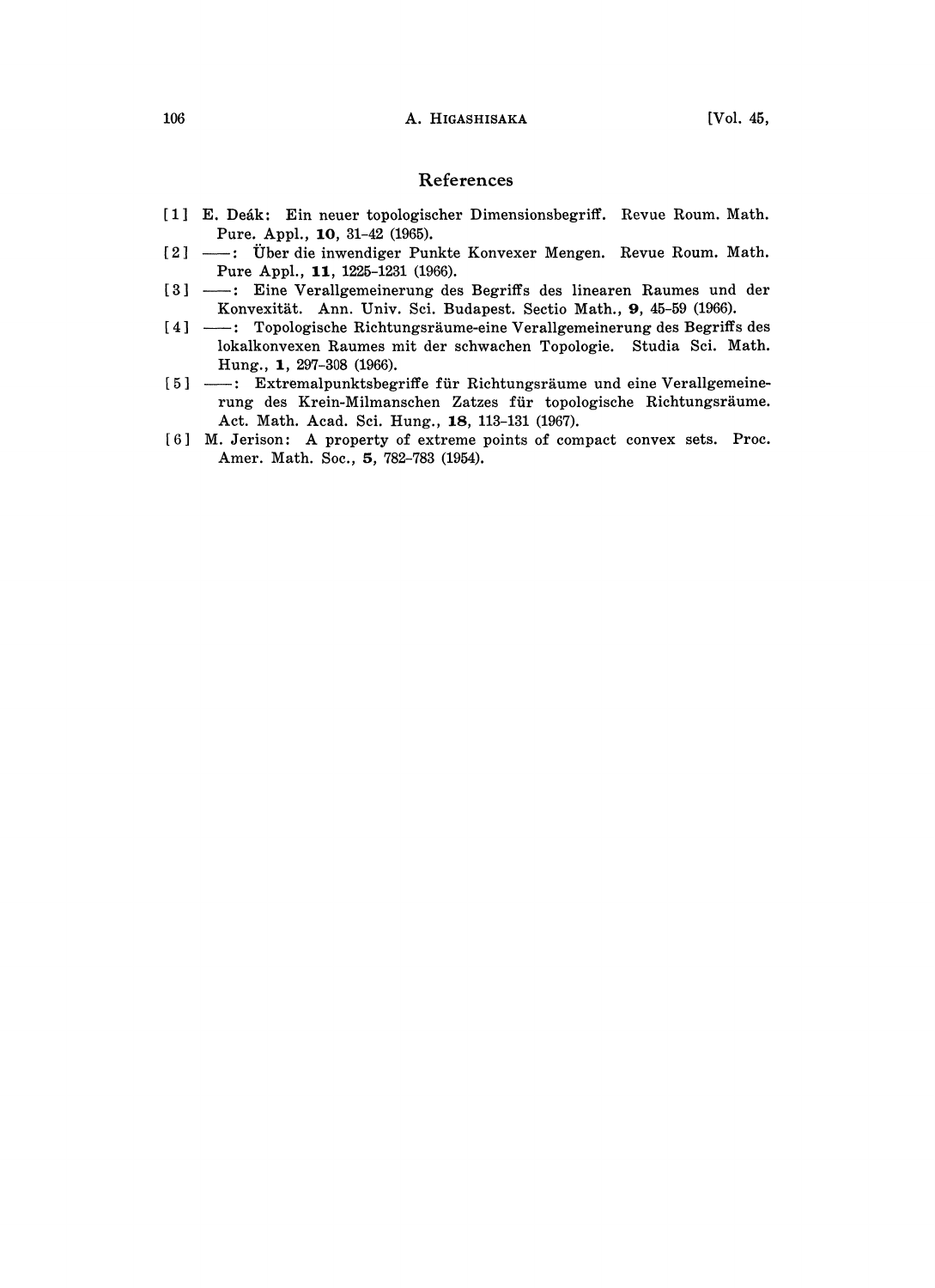## References

[1] E. Deák: Ein neuer topologischer Dimensionsbegriff. Revue Roum. Math. Pure. Appl., **10**, 31–42 (1965).

[2] ——: Über die inwendiger Punkte Konvexer Mengen. Revue Roum. Math. Pure Appl., **11**, 1225–1231 (1966).

[3] ——: Eine Verallgemeinerung des Begriffs des linearen Raumes und der Konvexität. Ann. Univ. Sci. Budapest. Sectio Math., **9**, 45–59 (1966).

[4] ——: Topologische Richtungsräume-eine Verallgemeinerung des Begriffs des lokalkonvexen Raumes mit der schwachen Topologie. Studia Sci. Math. Hung., **1**, 297–308 (1966).

[5] ——: Extremalpunktsbegriffe für Richtungsräume und eine Verallgemeinerung des Krein-Milmanschen Zatzes für topologische Richtungsräume. Act. Math. Acad. Sci. Hung., **18**, 113–131 (1967).

[6] M. Jerison: A property of extreme points of compact convex sets. Proc. Amer. Math. Soc., **5**, 782–783 (1954).